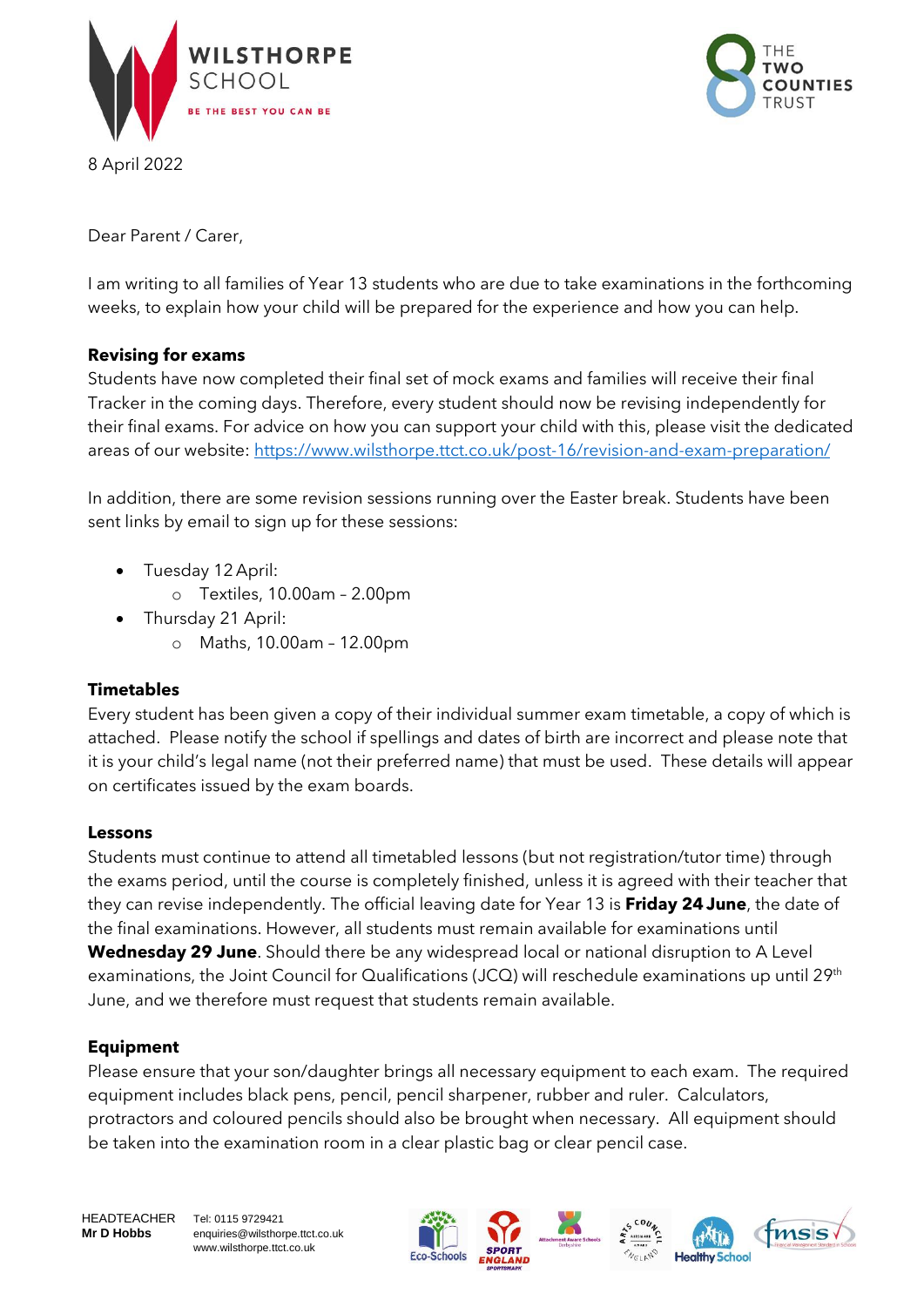WILSTHORPE SCHOOL

BE THE BEST YOU CAN BE

THE TWO COUNTIES TRUST

8 April 2022

Dear Parent / Carer,

I am writing to all families of Year 13 students who are due to take examinations in the forthcoming weeks, to explain how your child will be prepared for the experience and how you can help.

**Revising for exams**

Students have now completed their final set of mock exams and families will receive their final Tracker in the coming days. Therefore, every student should now be revising independently for their final exams. For advice on how you can support your child with this, please visit the dedicated areas of our website: https://www.wilsthorpe.ttct.co.uk/post-16/revision-and-exam-preparation/

In addition, there are some revision sessions running over the Easter break. Students have been sent links by email to sign up for these sessions:

- Tuesday 12 April:
  - Textiles, 10.00am – 2.00pm
- Thursday 21 April:
  - Maths, 10.00am – 12.00pm

**Timetables**

Every student has been given a copy of their individual summer exam timetable, a copy of which is attached. Please notify the school if spellings and dates of birth are incorrect and please note that it is your child's legal name (not their preferred name) that must be used. These details will appear on certificates issued by the exam boards.

**Lessons**

Students must continue to attend all timetabled lessons (but not registration/tutor time) through the exams period, until the course is completely finished, unless it is agreed with their teacher that they can revise independently. The official leaving date for Year 13 is **Friday 24 June**, the date of the final examinations. However, all students must remain available for examinations until **Wednesday 29 June**. Should there be any widespread local or national disruption to A Level examinations, the Joint Council for Qualifications (JCQ) will reschedule examinations up until 29th June, and we therefore must request that students remain available.

**Equipment**

Please ensure that your son/daughter brings all necessary equipment to each exam. The required equipment includes black pens, pencil, pencil sharpener, rubber and ruler. Calculators, protractors and coloured pencils should also be brought when necessary. All equipment should be taken into the examination room in a clear plastic bag or clear pencil case.

HEADTEACHER **Mr D Hobbs**

Tel: 0115 9729421
enquiries@wilsthorpe.ttct.co.uk
www.wilsthorpe.ttct.co.uk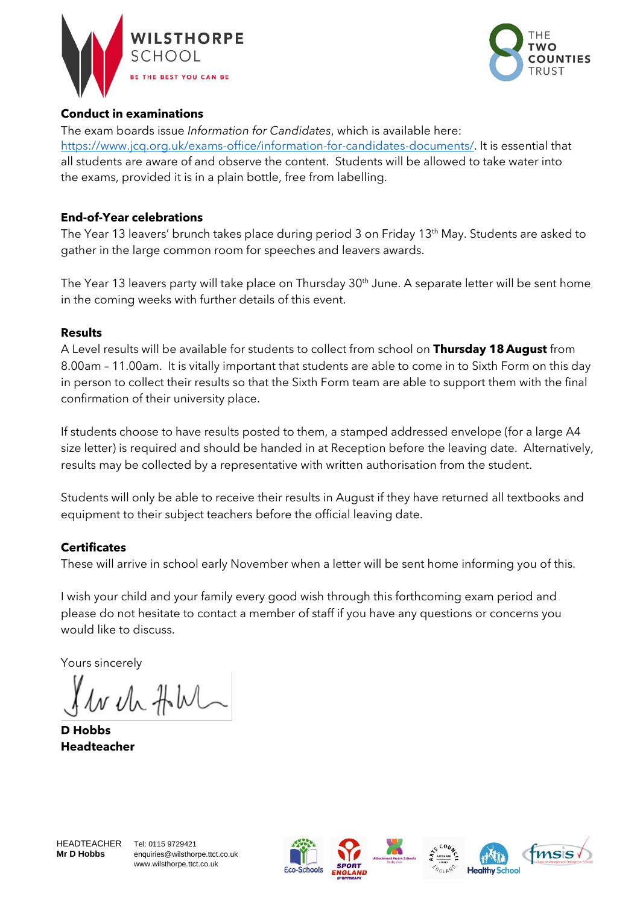## Conduct in examinations

The exam boards issue *Information for Candidates*, which is available here: https://www.jcq.org.uk/exams-office/information-for-candidates-documents/. It is essential that all students are aware of and observe the content. Students will be allowed to take water into the exams, provided it is in a plain bottle, free from labelling.

## End-of-Year celebrations

The Year 13 leavers' brunch takes place during period 3 on Friday 13th May. Students are asked to gather in the large common room for speeches and leavers awards.

The Year 13 leavers party will take place on Thursday 30th June. A separate letter will be sent home in the coming weeks with further details of this event.

## Results

A Level results will be available for students to collect from school on **Thursday 18 August** from 8.00am – 11.00am. It is vitally important that students are able to come in to Sixth Form on this day in person to collect their results so that the Sixth Form team are able to support them with the final confirmation of their university place.

If students choose to have results posted to them, a stamped addressed envelope (for a large A4 size letter) is required and should be handed in at Reception before the leaving date. Alternatively, results may be collected by a representative with written authorisation from the student.

Students will only be able to receive their results in August if they have returned all textbooks and equipment to their subject teachers before the official leaving date.

## Certificates

These will arrive in school early November when a letter will be sent home informing you of this.

I wish your child and your family every good wish through this forthcoming exam period and please do not hesitate to contact a member of staff if you have any questions or concerns you would like to discuss.

Yours sincerely

**D Hobbs**
**Headteacher**

HEADTEACHER
**Mr D Hobbs**

Tel: 0115 9729421
enquiries@wilsthorpe.ttct.co.uk
www.wilsthorpe.ttct.co.uk